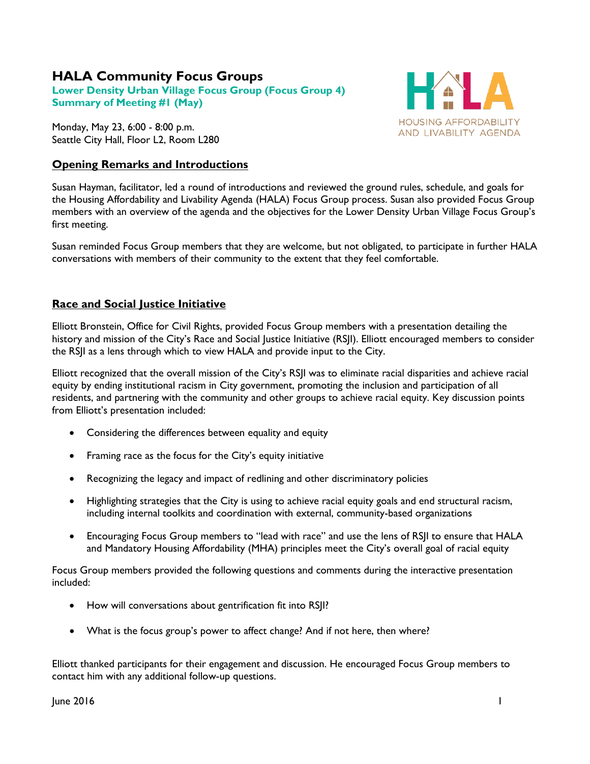# HALA Community Focus Groups

**Lower Density Urban Village Focus Group (Focus Group 4)**
**Summary of Meeting #1 (May)**

HOUSING AFFORDABILITY AND LIVABILITY AGENDA

Monday, May 23, 6:00 - 8:00 p.m.
Seattle City Hall, Floor L2, Room L280

## Opening Remarks and Introductions

Susan Hayman, facilitator, led a round of introductions and reviewed the ground rules, schedule, and goals for the Housing Affordability and Livability Agenda (HALA) Focus Group process. Susan also provided Focus Group members with an overview of the agenda and the objectives for the Lower Density Urban Village Focus Group's first meeting.

Susan reminded Focus Group members that they are welcome, but not obligated, to participate in further HALA conversations with members of their community to the extent that they feel comfortable.

## Race and Social Justice Initiative

Elliott Bronstein, Office for Civil Rights, provided Focus Group members with a presentation detailing the history and mission of the City's Race and Social Justice Initiative (RSJI). Elliott encouraged members to consider the RSJI as a lens through which to view HALA and provide input to the City.

Elliott recognized that the overall mission of the City's RSJI was to eliminate racial disparities and achieve racial equity by ending institutional racism in City government, promoting the inclusion and participation of all residents, and partnering with the community and other groups to achieve racial equity. Key discussion points from Elliott's presentation included:

- Considering the differences between equality and equity
- Framing race as the focus for the City's equity initiative
- Recognizing the legacy and impact of redlining and other discriminatory policies
- Highlighting strategies that the City is using to achieve racial equity goals and end structural racism, including internal toolkits and coordination with external, community-based organizations
- Encouraging Focus Group members to "lead with race" and use the lens of RSJI to ensure that HALA and Mandatory Housing Affordability (MHA) principles meet the City's overall goal of racial equity

Focus Group members provided the following questions and comments during the interactive presentation included:

- How will conversations about gentrification fit into RSJI?
- What is the focus group's power to affect change? And if not here, then where?

Elliott thanked participants for their engagement and discussion. He encouraged Focus Group members to contact him with any additional follow-up questions.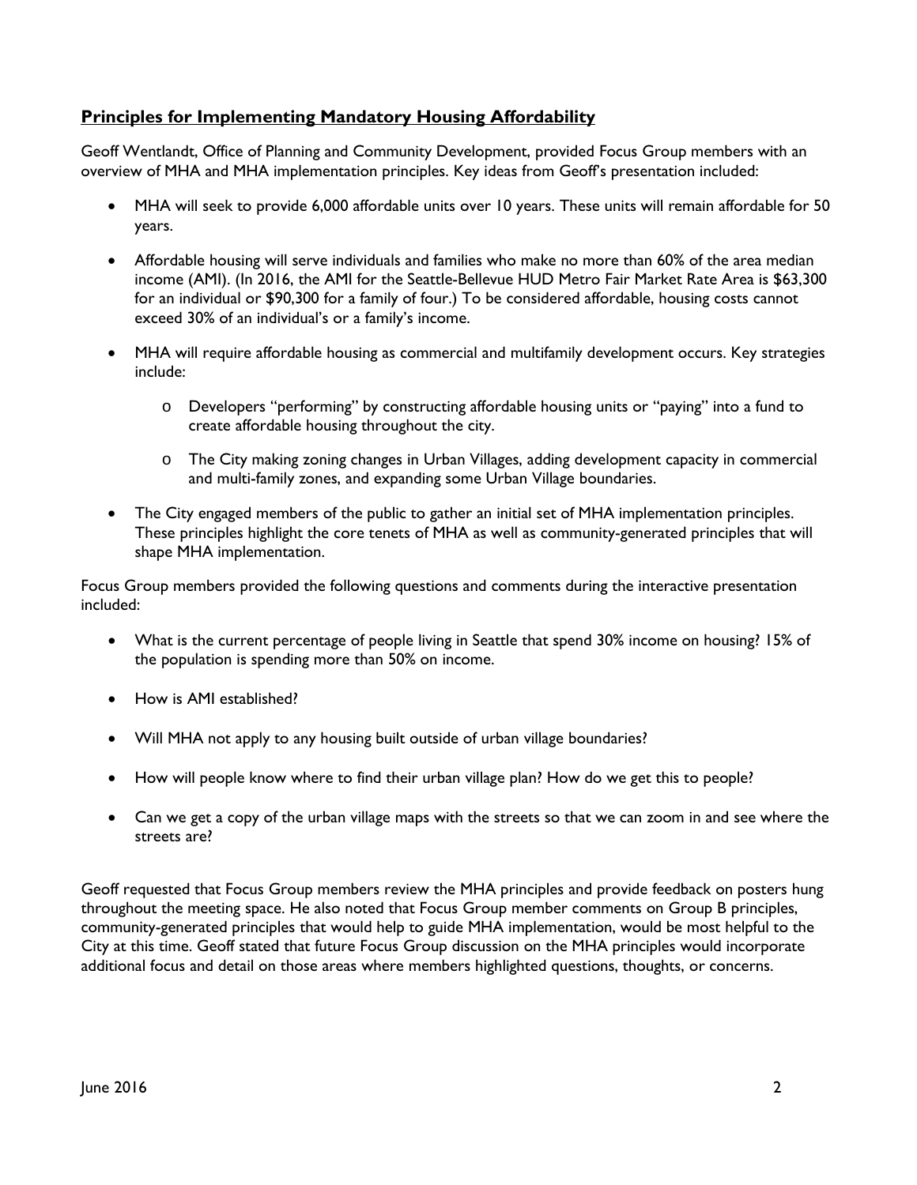## Principles for Implementing Mandatory Housing Affordability

Geoff Wentlandt, Office of Planning and Community Development, provided Focus Group members with an overview of MHA and MHA implementation principles. Key ideas from Geoff's presentation included:

- MHA will seek to provide 6,000 affordable units over 10 years. These units will remain affordable for 50 years.
- Affordable housing will serve individuals and families who make no more than 60% of the area median income (AMI). (In 2016, the AMI for the Seattle-Bellevue HUD Metro Fair Market Rate Area is $63,300 for an individual or $90,300 for a family of four.) To be considered affordable, housing costs cannot exceed 30% of an individual's or a family's income.
- MHA will require affordable housing as commercial and multifamily development occurs. Key strategies include:
  - Developers "performing" by constructing affordable housing units or "paying" into a fund to create affordable housing throughout the city.
  - The City making zoning changes in Urban Villages, adding development capacity in commercial and multi-family zones, and expanding some Urban Village boundaries.
- The City engaged members of the public to gather an initial set of MHA implementation principles. These principles highlight the core tenets of MHA as well as community-generated principles that will shape MHA implementation.

Focus Group members provided the following questions and comments during the interactive presentation included:

- What is the current percentage of people living in Seattle that spend 30% income on housing? 15% of the population is spending more than 50% on income.
- How is AMI established?
- Will MHA not apply to any housing built outside of urban village boundaries?
- How will people know where to find their urban village plan? How do we get this to people?
- Can we get a copy of the urban village maps with the streets so that we can zoom in and see where the streets are?

Geoff requested that Focus Group members review the MHA principles and provide feedback on posters hung throughout the meeting space. He also noted that Focus Group member comments on Group B principles, community-generated principles that would help to guide MHA implementation, would be most helpful to the City at this time. Geoff stated that future Focus Group discussion on the MHA principles would incorporate additional focus and detail on those areas where members highlighted questions, thoughts, or concerns.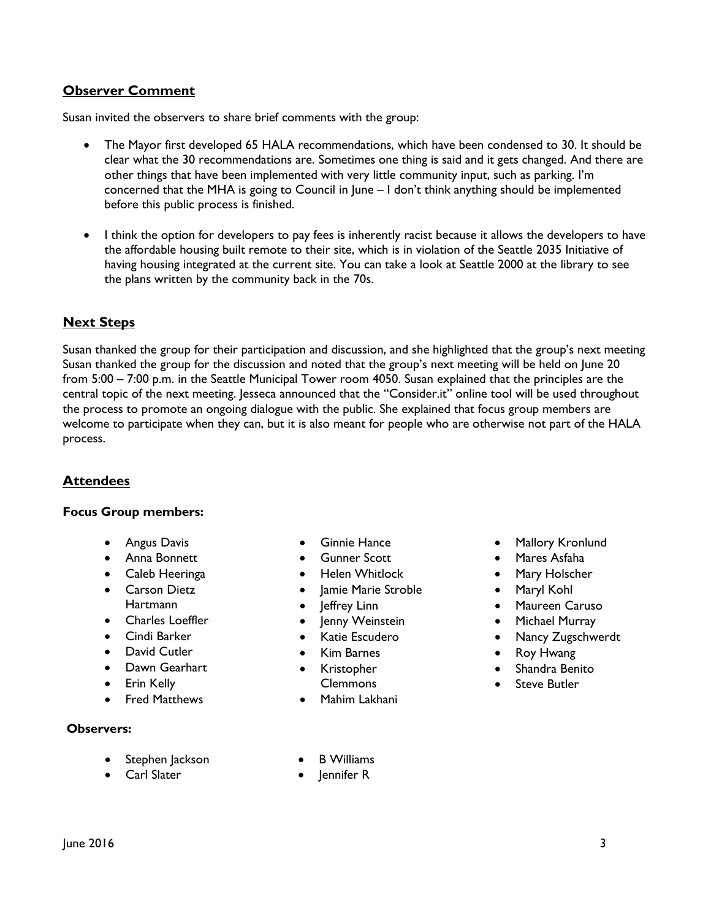## Observer Comment

Susan invited the observers to share brief comments with the group:

- The Mayor first developed 65 HALA recommendations, which have been condensed to 30. It should be clear what the 30 recommendations are. Sometimes one thing is said and it gets changed. And there are other things that have been implemented with very little community input, such as parking. I'm concerned that the MHA is going to Council in June – I don't think anything should be implemented before this public process is finished.

- I think the option for developers to pay fees is inherently racist because it allows the developers to have the affordable housing built remote to their site, which is in violation of the Seattle 2035 Initiative of having housing integrated at the current site. You can take a look at Seattle 2000 at the library to see the plans written by the community back in the 70s.

## Next Steps

Susan thanked the group for their participation and discussion, and she highlighted that the group's next meeting Susan thanked the group for the discussion and noted that the group's next meeting will be held on June 20 from 5:00 – 7:00 p.m. in the Seattle Municipal Tower room 4050. Susan explained that the principles are the central topic of the next meeting. Jesseca announced that the "Consider.it" online tool will be used throughout the process to promote an ongoing dialogue with the public. She explained that focus group members are welcome to participate when they can, but it is also meant for people who are otherwise not part of the HALA process.

## Attendees

**Focus Group members:**

- Angus Davis
- Anna Bonnett
- Caleb Heeringa
- Carson Dietz Hartmann
- Charles Loeffler
- Cindi Barker
- David Cutler
- Dawn Gearhart
- Erin Kelly
- Fred Matthews
- Ginnie Hance
- Gunner Scott
- Helen Whitlock
- Jamie Marie Stroble
- Jeffrey Linn
- Jenny Weinstein
- Katie Escudero
- Kim Barnes
- Kristopher Clemmons
- Mahim Lakhani
- Mallory Kronlund
- Mares Asfaha
- Mary Holscher
- Maryl Kohl
- Maureen Caruso
- Michael Murray
- Nancy Zugschwerdt
- Roy Hwang
- Shandra Benito
- Steve Butler

**Observers:**

- Stephen Jackson
- Carl Slater
- B Williams
- Jennifer R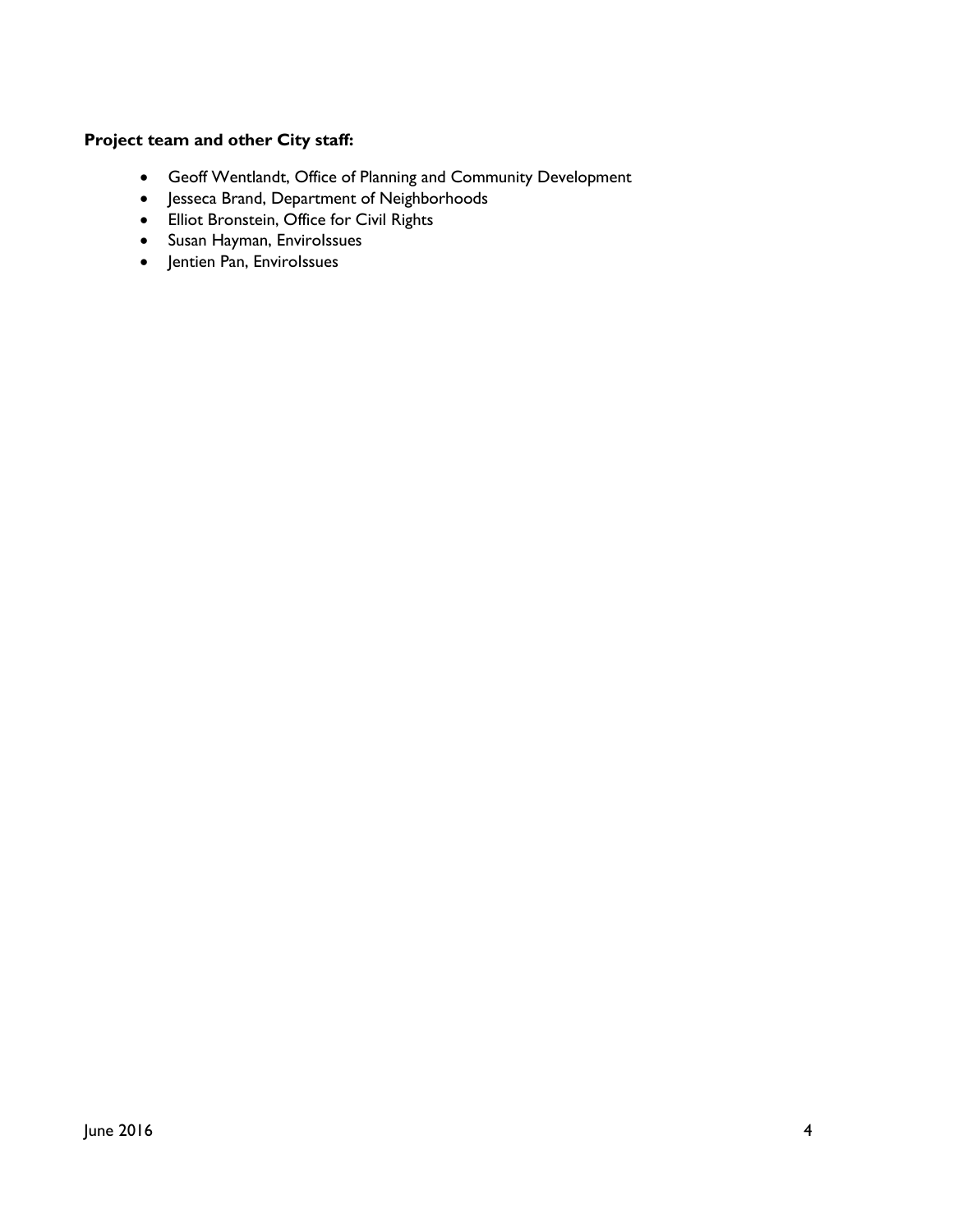**Project team and other City staff:**

- Geoff Wentlandt, Office of Planning and Community Development
- Jesseca Brand, Department of Neighborhoods
- Elliot Bronstein, Office for Civil Rights
- Susan Hayman, EnviroIssues
- Jentien Pan, EnviroIssues